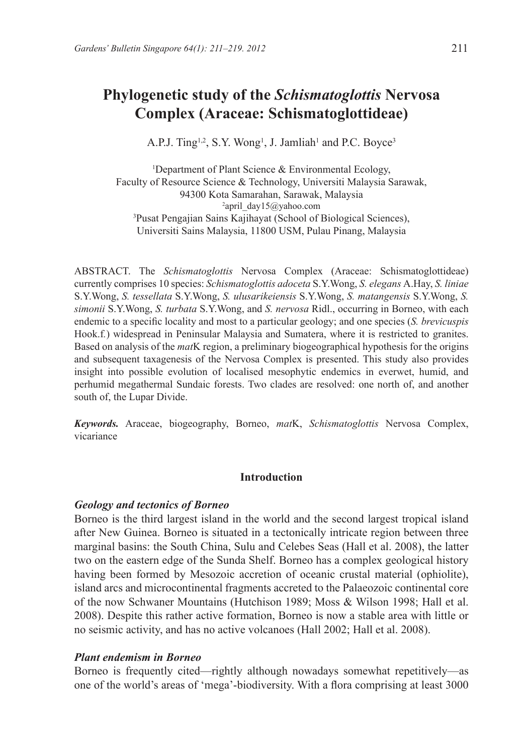# Phylogenetic study of the *Schismatoglottis* Nervosa Complex (Araceae: Schismatoglottideae)

A.P.J. Ting[1,2], S.Y. Wong[1], J. Jamliah[1] and P.C. Boyce[3]

[1]Department of Plant Science & Environmental Ecology, Faculty of Resource Science & Technology, Universiti Malaysia Sarawak, 94300 Kota Samarahan, Sarawak, Malaysia
[2]april_day15@yahoo.com
[3]Pusat Pengajian Sains Kajihayat (School of Biological Sciences), Universiti Sains Malaysia, 11800 USM, Pulau Pinang, Malaysia

ABSTRACT. The *Schismatoglottis* Nervosa Complex (Araceae: Schismatoglottideae) currently comprises 10 species: *Schismatoglottis adoceta* S.Y.Wong, *S. elegans* A.Hay, *S. liniae* S.Y.Wong, *S. tessellata* S.Y.Wong, *S. ulusarikeiensis* S.Y.Wong, *S. matangensis* S.Y.Wong, *S. simonii* S.Y.Wong, *S. turbata* S.Y.Wong, and *S. nervosa* Ridl., occurring in Borneo, with each endemic to a specific locality and most to a particular geology; and one species (*S. brevicuspis* Hook.f.) widespread in Peninsular Malaysia and Sumatera, where it is restricted to granites. Based on analysis of the *mat*K region, a preliminary biogeographical hypothesis for the origins and subsequent taxagenesis of the Nervosa Complex is presented. This study also provides insight into possible evolution of localised mesophytic endemics in everwet, humid, and perhumid megathermal Sundaic forests. Two clades are resolved: one north of, and another south of, the Lupar Divide.

***Keywords.*** Araceae, biogeography, Borneo, *mat*K, *Schismatoglottis* Nervosa Complex, vicariance

## Introduction

### *Geology and tectonics of Borneo*

Borneo is the third largest island in the world and the second largest tropical island after New Guinea. Borneo is situated in a tectonically intricate region between three marginal basins: the South China, Sulu and Celebes Seas (Hall et al. 2008), the latter two on the eastern edge of the Sunda Shelf. Borneo has a complex geological history having been formed by Mesozoic accretion of oceanic crustal material (ophiolite), island arcs and microcontinental fragments accreted to the Palaeozoic continental core of the now Schwaner Mountains (Hutchison 1989; Moss & Wilson 1998; Hall et al. 2008). Despite this rather active formation, Borneo is now a stable area with little or no seismic activity, and has no active volcanoes (Hall 2002; Hall et al. 2008).

### *Plant endemism in Borneo*

Borneo is frequently cited—rightly although nowadays somewhat repetitively—as one of the world's areas of 'mega'-biodiversity. With a flora comprising at least 3000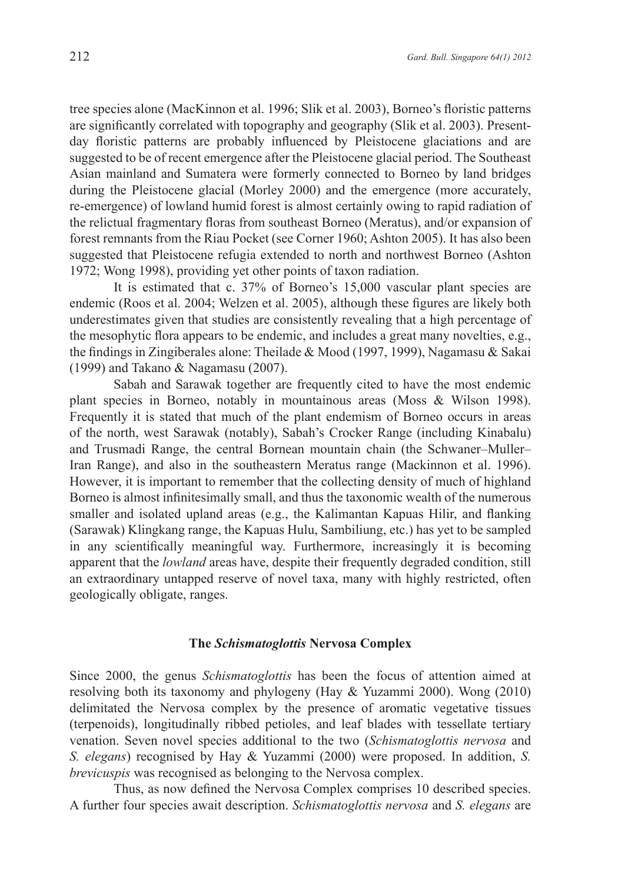tree species alone (MacKinnon et al. 1996; Slik et al. 2003), Borneo's floristic patterns are significantly correlated with topography and geography (Slik et al. 2003). Present-day floristic patterns are probably influenced by Pleistocene glaciations and are suggested to be of recent emergence after the Pleistocene glacial period. The Southeast Asian mainland and Sumatera were formerly connected to Borneo by land bridges during the Pleistocene glacial (Morley 2000) and the emergence (more accurately, re-emergence) of lowland humid forest is almost certainly owing to rapid radiation of the relictual fragmentary floras from southeast Borneo (Meratus), and/or expansion of forest remnants from the Riau Pocket (see Corner 1960; Ashton 2005). It has also been suggested that Pleistocene refugia extended to north and northwest Borneo (Ashton 1972; Wong 1998), providing yet other points of taxon radiation.

It is estimated that c. 37% of Borneo's 15,000 vascular plant species are endemic (Roos et al. 2004; Welzen et al. 2005), although these figures are likely both underestimates given that studies are consistently revealing that a high percentage of the mesophytic flora appears to be endemic, and includes a great many novelties, e.g., the findings in Zingiberales alone: Theilade & Mood (1997, 1999), Nagamasu & Sakai (1999) and Takano & Nagamasu (2007).

Sabah and Sarawak together are frequently cited to have the most endemic plant species in Borneo, notably in mountainous areas (Moss & Wilson 1998). Frequently it is stated that much of the plant endemism of Borneo occurs in areas of the north, west Sarawak (notably), Sabah's Crocker Range (including Kinabalu) and Trusmadi Range, the central Bornean mountain chain (the Schwaner–Muller–Iran Range), and also in the southeastern Meratus range (Mackinnon et al. 1996). However, it is important to remember that the collecting density of much of highland Borneo is almost infinitesimally small, and thus the taxonomic wealth of the numerous smaller and isolated upland areas (e.g., the Kalimantan Kapuas Hilir, and flanking (Sarawak) Klingkang range, the Kapuas Hulu, Sambiliung, etc.) has yet to be sampled in any scientifically meaningful way. Furthermore, increasingly it is becoming apparent that the *lowland* areas have, despite their frequently degraded condition, still an extraordinary untapped reserve of novel taxa, many with highly restricted, often geologically obligate, ranges.

## The *Schismatoglottis* Nervosa Complex

Since 2000, the genus *Schismatoglottis* has been the focus of attention aimed at resolving both its taxonomy and phylogeny (Hay & Yuzammi 2000). Wong (2010) delimitated the Nervosa complex by the presence of aromatic vegetative tissues (terpenoids), longitudinally ribbed petioles, and leaf blades with tessellate tertiary venation. Seven novel species additional to the two (*Schismatoglottis nervosa* and *S. elegans*) recognised by Hay & Yuzammi (2000) were proposed. In addition, *S. brevicuspis* was recognised as belonging to the Nervosa complex.

Thus, as now defined the Nervosa Complex comprises 10 described species. A further four species await description. *Schismatoglottis nervosa* and *S. elegans* are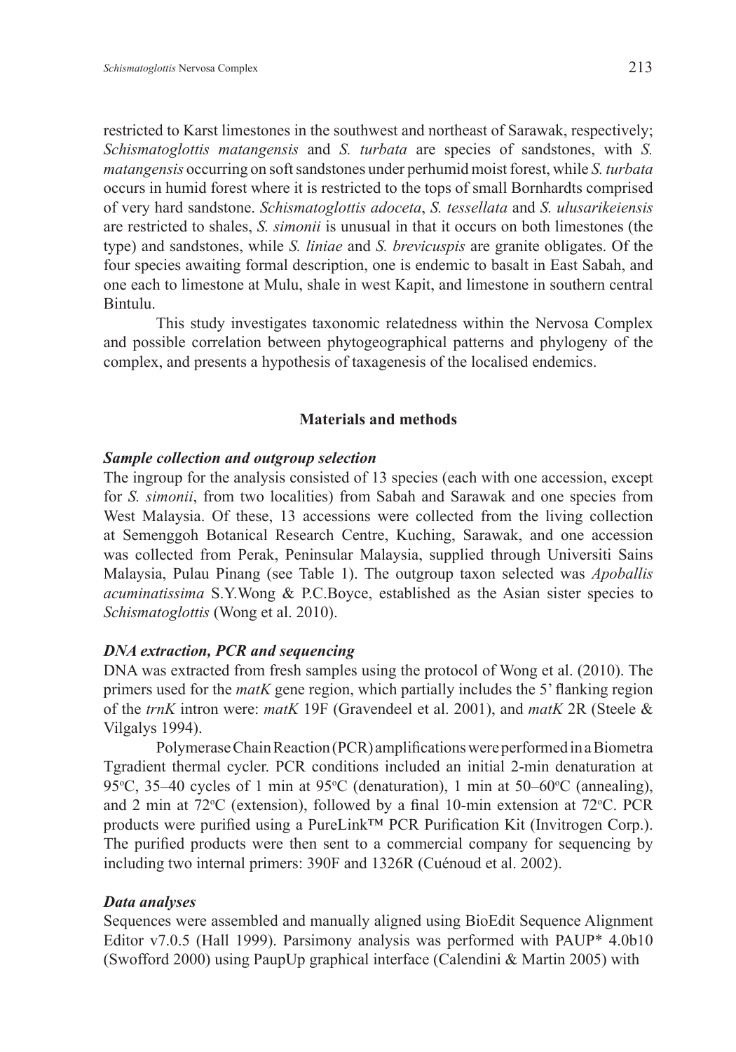restricted to Karst limestones in the southwest and northeast of Sarawak, respectively; *Schismatoglottis matangensis* and *S. turbata* are species of sandstones, with *S. matangensis* occurring on soft sandstones under perhumid moist forest, while *S. turbata* occurs in humid forest where it is restricted to the tops of small Bornhardts comprised of very hard sandstone. *Schismatoglottis adoceta*, *S. tessellata* and *S. ulusarikeiensis* are restricted to shales, *S. simonii* is unusual in that it occurs on both limestones (the type) and sandstones, while *S. liniae* and *S. brevicuspis* are granite obligates. Of the four species awaiting formal description, one is endemic to basalt in East Sabah, and one each to limestone at Mulu, shale in west Kapit, and limestone in southern central Bintulu.

This study investigates taxonomic relatedness within the Nervosa Complex and possible correlation between phytogeographical patterns and phylogeny of the complex, and presents a hypothesis of taxagenesis of the localised endemics.

## Materials and methods

### *Sample collection and outgroup selection*

The ingroup for the analysis consisted of 13 species (each with one accession, except for *S. simonii*, from two localities) from Sabah and Sarawak and one species from West Malaysia. Of these, 13 accessions were collected from the living collection at Semenggoh Botanical Research Centre, Kuching, Sarawak, and one accession was collected from Perak, Peninsular Malaysia, supplied through Universiti Sains Malaysia, Pulau Pinang (see Table 1). The outgroup taxon selected was *Apoballis acuminatissima* S.Y.Wong & P.C.Boyce, established as the Asian sister species to *Schismatoglottis* (Wong et al. 2010).

### *DNA extraction, PCR and sequencing*

DNA was extracted from fresh samples using the protocol of Wong et al. (2010). The primers used for the *matK* gene region, which partially includes the 5' flanking region of the *trnK* intron were: *matK* 19F (Gravendeel et al. 2001), and *matK* 2R (Steele & Vilgalys 1994).

Polymerase Chain Reaction (PCR) amplifications were performed in a Biometra Tgradient thermal cycler. PCR conditions included an initial 2-min denaturation at 95°C, 35–40 cycles of 1 min at 95°C (denaturation), 1 min at 50–60°C (annealing), and 2 min at 72°C (extension), followed by a final 10-min extension at 72°C. PCR products were purified using a PureLink™ PCR Purification Kit (Invitrogen Corp.). The purified products were then sent to a commercial company for sequencing by including two internal primers: 390F and 1326R (Cuénoud et al. 2002).

### *Data analyses*

Sequences were assembled and manually aligned using BioEdit Sequence Alignment Editor v7.0.5 (Hall 1999). Parsimony analysis was performed with PAUP* 4.0b10 (Swofford 2000) using PaupUp graphical interface (Calendini & Martin 2005) with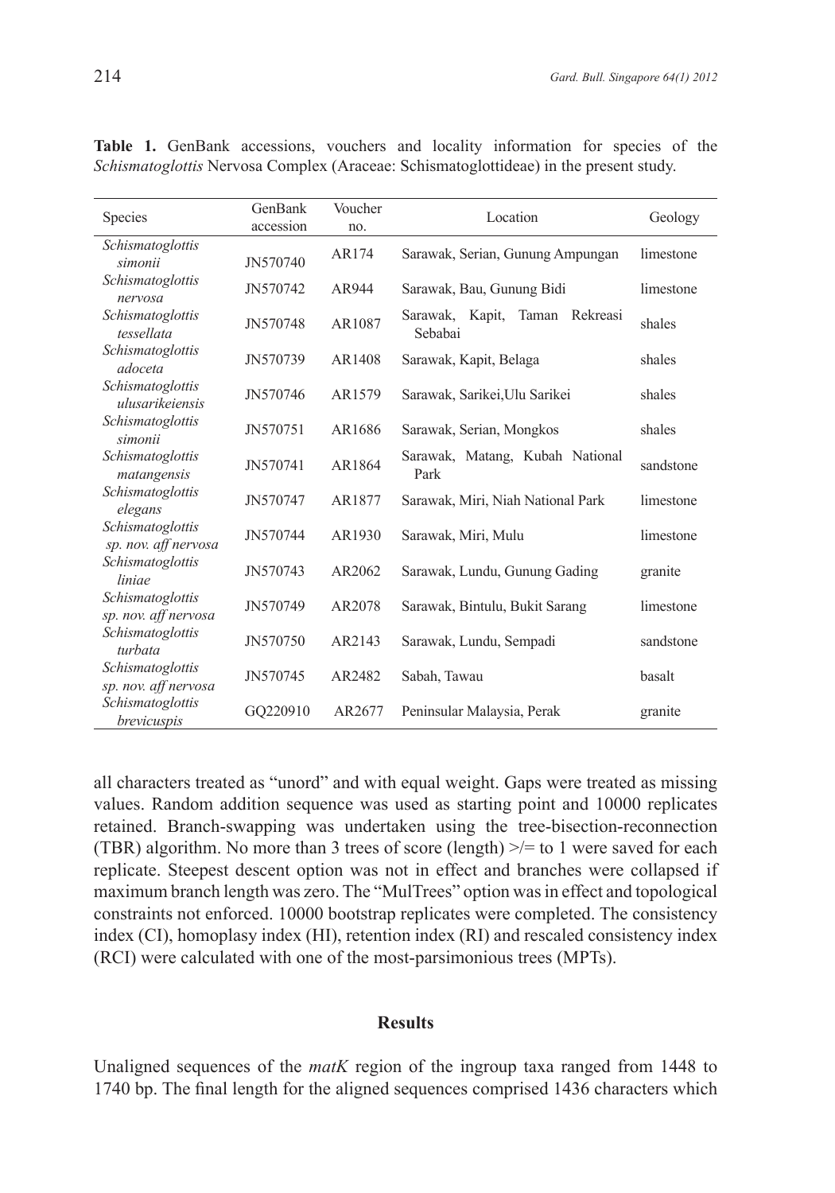**Table 1.** GenBank accessions, vouchers and locality information for species of the *Schismatoglottis* Nervosa Complex (Araceae: Schismatoglottideae) in the present study.

| Species | GenBank accession | Voucher no. | Location | Geology |
|---|---|---|---|---|
| *Schismatoglottis simonii* | JN570740 | AR174 | Sarawak, Serian, Gunung Ampungan | limestone |
| *Schismatoglottis nervosa* | JN570742 | AR944 | Sarawak, Bau, Gunung Bidi | limestone |
| *Schismatoglottis tessellata* | JN570748 | AR1087 | Sarawak, Kapit, Taman Rekreasi Sebabai | shales |
| *Schismatoglottis adoceta* | JN570739 | AR1408 | Sarawak, Kapit, Belaga | shales |
| *Schismatoglottis ulusarikeiensis* | JN570746 | AR1579 | Sarawak, Sarikei,Ulu Sarikei | shales |
| *Schismatoglottis simonii* | JN570751 | AR1686 | Sarawak, Serian, Mongkos | shales |
| *Schismatoglottis matangensis* | JN570741 | AR1864 | Sarawak, Matang, Kubah National Park | sandstone |
| *Schismatoglottis elegans* | JN570747 | AR1877 | Sarawak, Miri, Niah National Park | limestone |
| *Schismatoglottis sp. nov. aff nervosa* | JN570744 | AR1930 | Sarawak, Miri, Mulu | limestone |
| *Schismatoglottis liniae* | JN570743 | AR2062 | Sarawak, Lundu, Gunung Gading | granite |
| *Schismatoglottis sp. nov. aff nervosa* | JN570749 | AR2078 | Sarawak, Bintulu, Bukit Sarang | limestone |
| *Schismatoglottis turbata* | JN570750 | AR2143 | Sarawak, Lundu, Sempadi | sandstone |
| *Schismatoglottis sp. nov. aff nervosa* | JN570745 | AR2482 | Sabah, Tawau | basalt |
| *Schismatoglottis brevicuspis* | GQ220910 | AR2677 | Peninsular Malaysia, Perak | granite |

all characters treated as "unord" and with equal weight. Gaps were treated as missing values. Random addition sequence was used as starting point and 10000 replicates retained. Branch-swapping was undertaken using the tree-bisection-reconnection (TBR) algorithm. No more than 3 trees of score (length) >/= to 1 were saved for each replicate. Steepest descent option was not in effect and branches were collapsed if maximum branch length was zero. The "MulTrees" option was in effect and topological constraints not enforced. 10000 bootstrap replicates were completed. The consistency index (CI), homoplasy index (HI), retention index (RI) and rescaled consistency index (RCI) were calculated with one of the most-parsimonious trees (MPTs).

## Results

Unaligned sequences of the *matK* region of the ingroup taxa ranged from 1448 to 1740 bp. The final length for the aligned sequences comprised 1436 characters which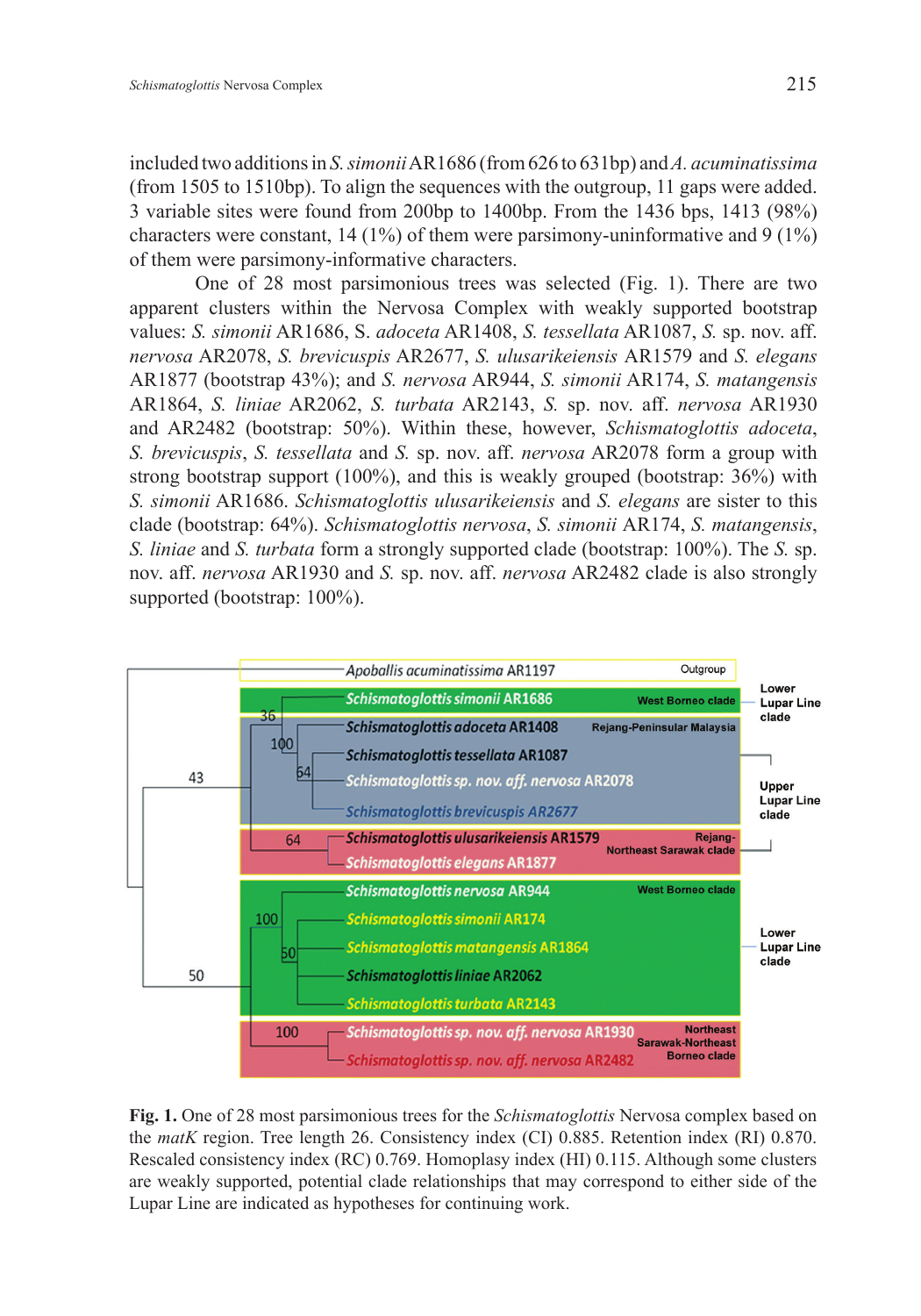included two additions in *S. simonii* AR1686 (from 626 to 631bp) and *A. acuminatissima* (from 1505 to 1510bp). To align the sequences with the outgroup, 11 gaps were added. 3 variable sites were found from 200bp to 1400bp. From the 1436 bps, 1413 (98%) characters were constant, 14 (1%) of them were parsimony-uninformative and 9 (1%) of them were parsimony-informative characters.

One of 28 most parsimonious trees was selected (Fig. 1). There are two apparent clusters within the Nervosa Complex with weakly supported bootstrap values: *S. simonii* AR1686, S. *adoceta* AR1408, *S. tessellata* AR1087, *S.* sp. nov. aff. *nervosa* AR2078, *S. brevicuspis* AR2677, *S. ulusarikeiensis* AR1579 and *S. elegans* AR1877 (bootstrap 43%); and *S. nervosa* AR944, *S. simonii* AR174, *S. matangensis* AR1864, *S. liniae* AR2062, *S. turbata* AR2143, *S.* sp. nov. aff. *nervosa* AR1930 and AR2482 (bootstrap: 50%). Within these, however, *Schismatoglottis adoceta*, *S. brevicuspis*, *S. tessellata* and *S.* sp. nov. aff. *nervosa* AR2078 form a group with strong bootstrap support (100%), and this is weakly grouped (bootstrap: 36%) with *S. simonii* AR1686. *Schismatoglottis ulusarikeiensis* and *S. elegans* are sister to this clade (bootstrap: 64%). *Schismatoglottis nervosa*, *S. simonii* AR174, *S. matangensis*, *S. liniae* and *S. turbata* form a strongly supported clade (bootstrap: 100%). The *S.* sp. nov. aff. *nervosa* AR1930 and *S.* sp. nov. aff. *nervosa* AR2482 clade is also strongly supported (bootstrap: 100%).

**Fig. 1.** One of 28 most parsimonious trees for the *Schismatoglottis* Nervosa complex based on the *matK* region. Tree length 26. Consistency index (CI) 0.885. Retention index (RI) 0.870. Rescaled consistency index (RC) 0.769. Homoplasy index (HI) 0.115. Although some clusters are weakly supported, potential clade relationships that may correspond to either side of the Lupar Line are indicated as hypotheses for continuing work.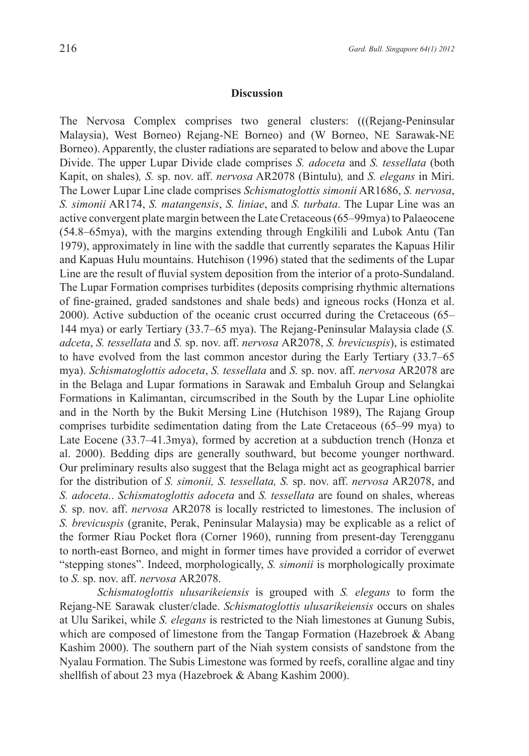## Discussion

The Nervosa Complex comprises two general clusters: (((Rejang-Peninsular Malaysia), West Borneo) Rejang-NE Borneo) and (W Borneo, NE Sarawak-NE Borneo). Apparently, the cluster radiations are separated to below and above the Lupar Divide. The upper Lupar Divide clade comprises *S. adoceta* and *S. tessellata* (both Kapit, on shales)*, S.* sp. nov. aff. *nervosa* AR2078 (Bintulu)*,* and *S. elegans* in Miri. The Lower Lupar Line clade comprises *Schismatoglottis simonii* AR1686, *S. nervosa*, *S. simonii* AR174, *S. matangensis*, *S. liniae*, and *S. turbata*. The Lupar Line was an active convergent plate margin between the Late Cretaceous (65–99mya) to Palaeocene (54.8–65mya), with the margins extending through Engkilili and Lubok Antu (Tan 1979), approximately in line with the saddle that currently separates the Kapuas Hilir and Kapuas Hulu mountains. Hutchison (1996) stated that the sediments of the Lupar Line are the result of fluvial system deposition from the interior of a proto-Sundaland. The Lupar Formation comprises turbidites (deposits comprising rhythmic alternations of fine-grained, graded sandstones and shale beds) and igneous rocks (Honza et al. 2000). Active subduction of the oceanic crust occurred during the Cretaceous (65–144 mya) or early Tertiary (33.7–65 mya). The Rejang-Peninsular Malaysia clade (*S. adceta*, *S. tessellata* and *S.* sp. nov. aff. *nervosa* AR2078, *S. brevicuspis*), is estimated to have evolved from the last common ancestor during the Early Tertiary (33.7–65 mya). *Schismatoglottis adoceta*, *S. tessellata* and *S.* sp. nov. aff. *nervosa* AR2078 are in the Belaga and Lupar formations in Sarawak and Embaluh Group and Selangkai Formations in Kalimantan, circumscribed in the South by the Lupar Line ophiolite and in the North by the Bukit Mersing Line (Hutchison 1989), The Rajang Group comprises turbidite sedimentation dating from the Late Cretaceous (65–99 mya) to Late Eocene (33.7–41.3mya), formed by accretion at a subduction trench (Honza et al. 2000). Bedding dips are generally southward, but become younger northward. Our preliminary results also suggest that the Belaga might act as geographical barrier for the distribution of *S. simonii, S. tessellata, S.* sp. nov. aff. *nervosa* AR2078, and *S. adoceta.*. *Schismatoglottis adoceta* and *S. tessellata* are found on shales, whereas *S.* sp. nov. aff. *nervosa* AR2078 is locally restricted to limestones. The inclusion of *S. brevicuspis* (granite, Perak, Peninsular Malaysia) may be explicable as a relict of the former Riau Pocket flora (Corner 1960), running from present-day Terengganu to north-east Borneo, and might in former times have provided a corridor of everwet "stepping stones". Indeed, morphologically, *S. simonii* is morphologically proximate to *S.* sp. nov. aff. *nervosa* AR2078.

*Schismatoglottis ulusarikeiensis* is grouped with *S. elegans* to form the Rejang-NE Sarawak cluster/clade. *Schismatoglottis ulusarikeiensis* occurs on shales at Ulu Sarikei, while *S. elegans* is restricted to the Niah limestones at Gunung Subis, which are composed of limestone from the Tangap Formation (Hazebroek & Abang Kashim 2000). The southern part of the Niah system consists of sandstone from the Nyalau Formation. The Subis Limestone was formed by reefs, coralline algae and tiny shellfish of about 23 mya (Hazebroek & Abang Kashim 2000).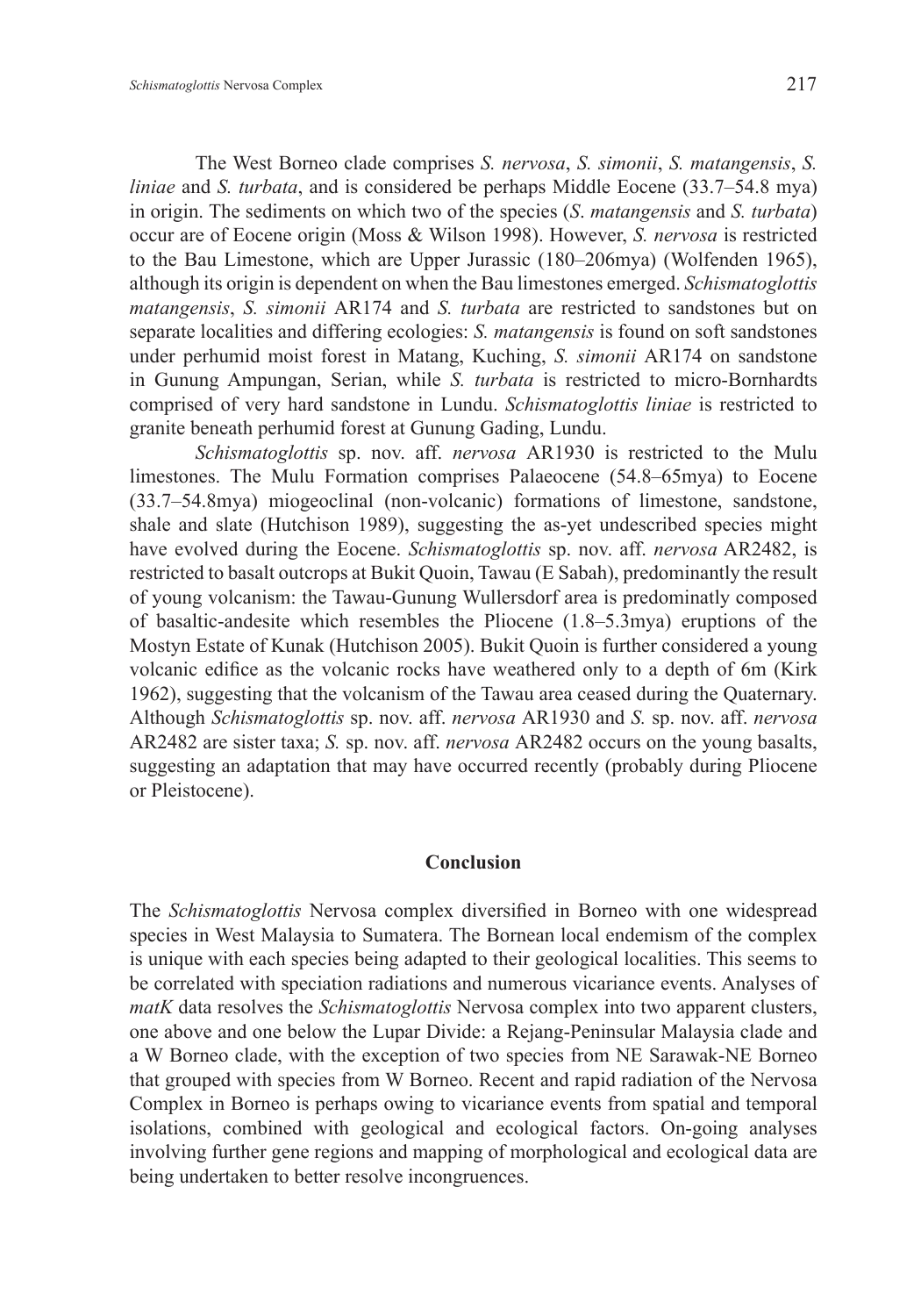The West Borneo clade comprises *S. nervosa*, *S. simonii*, *S. matangensis*, *S. liniae* and *S. turbata*, and is considered be perhaps Middle Eocene (33.7–54.8 mya) in origin. The sediments on which two of the species (*S. matangensis* and *S. turbata*) occur are of Eocene origin (Moss & Wilson 1998). However, *S. nervosa* is restricted to the Bau Limestone, which are Upper Jurassic (180–206mya) (Wolfenden 1965), although its origin is dependent on when the Bau limestones emerged. *Schismatoglottis matangensis*, *S. simonii* AR174 and *S. turbata* are restricted to sandstones but on separate localities and differing ecologies: *S. matangensis* is found on soft sandstones under perhumid moist forest in Matang, Kuching, *S. simonii* AR174 on sandstone in Gunung Ampungan, Serian, while *S. turbata* is restricted to micro-Bornhardts comprised of very hard sandstone in Lundu. *Schismatoglottis liniae* is restricted to granite beneath perhumid forest at Gunung Gading, Lundu.

*Schismatoglottis* sp. nov. aff. *nervosa* AR1930 is restricted to the Mulu limestones. The Mulu Formation comprises Palaeocene (54.8–65mya) to Eocene (33.7–54.8mya) miogeoclinal (non-volcanic) formations of limestone, sandstone, shale and slate (Hutchison 1989), suggesting the as-yet undescribed species might have evolved during the Eocene. *Schismatoglottis* sp. nov. aff. *nervosa* AR2482, is restricted to basalt outcrops at Bukit Quoin, Tawau (E Sabah), predominantly the result of young volcanism: the Tawau-Gunung Wullersdorf area is predominatly composed of basaltic-andesite which resembles the Pliocene (1.8–5.3mya) eruptions of the Mostyn Estate of Kunak (Hutchison 2005). Bukit Quoin is further considered a young volcanic edifice as the volcanic rocks have weathered only to a depth of 6m (Kirk 1962), suggesting that the volcanism of the Tawau area ceased during the Quaternary. Although *Schismatoglottis* sp. nov. aff. *nervosa* AR1930 and *S.* sp. nov. aff. *nervosa* AR2482 are sister taxa; *S.* sp. nov. aff. *nervosa* AR2482 occurs on the young basalts, suggesting an adaptation that may have occurred recently (probably during Pliocene or Pleistocene).

## Conclusion

The *Schismatoglottis* Nervosa complex diversified in Borneo with one widespread species in West Malaysia to Sumatera. The Bornean local endemism of the complex is unique with each species being adapted to their geological localities. This seems to be correlated with speciation radiations and numerous vicariance events. Analyses of *matK* data resolves the *Schismatoglottis* Nervosa complex into two apparent clusters, one above and one below the Lupar Divide: a Rejang-Peninsular Malaysia clade and a W Borneo clade, with the exception of two species from NE Sarawak-NE Borneo that grouped with species from W Borneo. Recent and rapid radiation of the Nervosa Complex in Borneo is perhaps owing to vicariance events from spatial and temporal isolations, combined with geological and ecological factors. On-going analyses involving further gene regions and mapping of morphological and ecological data are being undertaken to better resolve incongruences.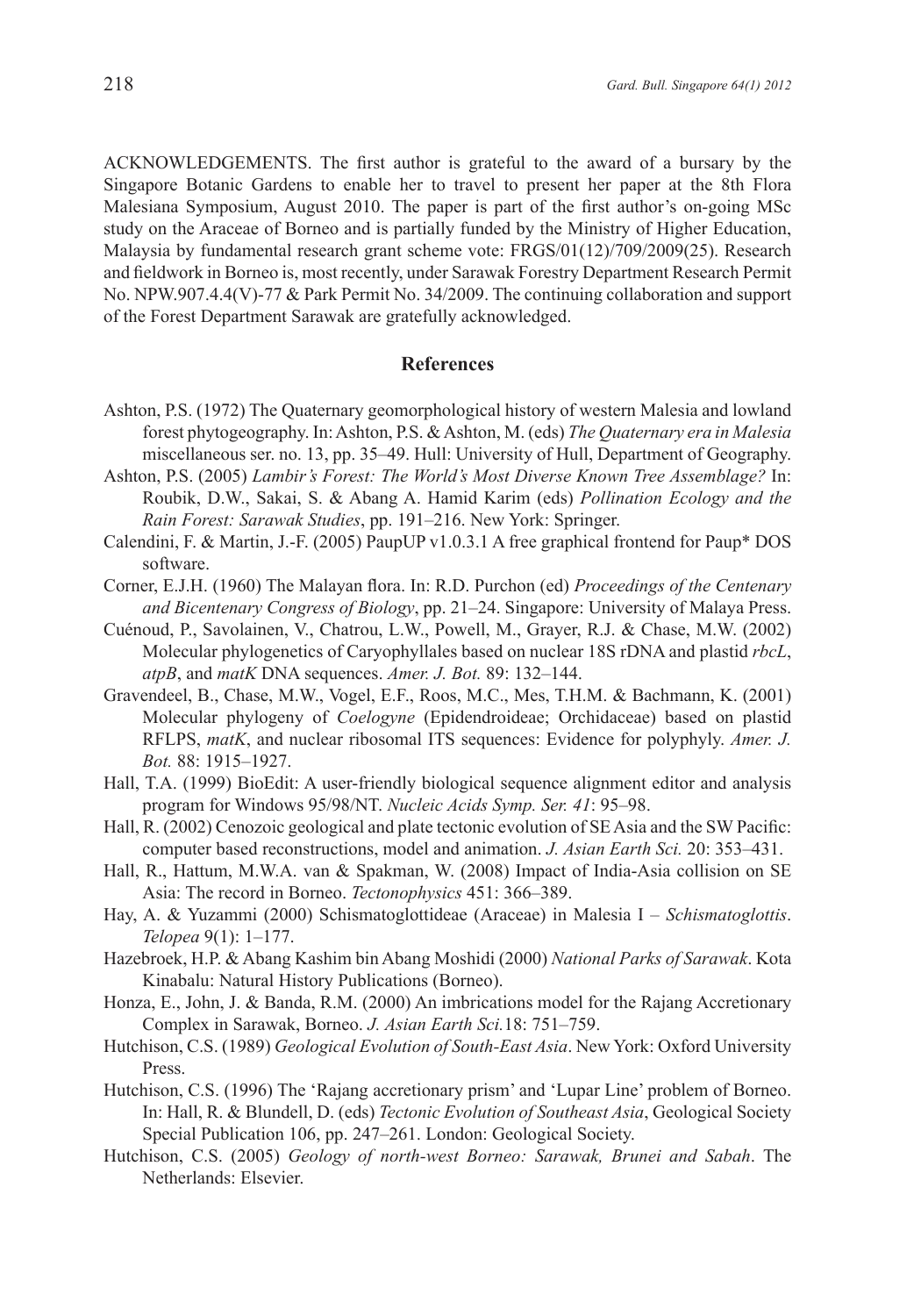ACKNOWLEDGEMENTS. The first author is grateful to the award of a bursary by the Singapore Botanic Gardens to enable her to travel to present her paper at the 8th Flora Malesiana Symposium, August 2010. The paper is part of the first author's on-going MSc study on the Araceae of Borneo and is partially funded by the Ministry of Higher Education, Malaysia by fundamental research grant scheme vote: FRGS/01(12)/709/2009(25). Research and fieldwork in Borneo is, most recently, under Sarawak Forestry Department Research Permit No. NPW.907.4.4(V)-77 & Park Permit No. 34/2009. The continuing collaboration and support of the Forest Department Sarawak are gratefully acknowledged.

## References

Ashton, P.S. (1972) The Quaternary geomorphological history of western Malesia and lowland forest phytogeography. In: Ashton, P.S. & Ashton, M. (eds) *The Quaternary era in Malesia* miscellaneous ser. no. 13, pp. 35–49. Hull: University of Hull, Department of Geography.

Ashton, P.S. (2005) *Lambir's Forest: The World's Most Diverse Known Tree Assemblage?* In: Roubik, D.W., Sakai, S. & Abang A. Hamid Karim (eds) *Pollination Ecology and the Rain Forest: Sarawak Studies*, pp. 191–216. New York: Springer.

Calendini, F. & Martin, J.-F. (2005) PaupUP v1.0.3.1 A free graphical frontend for Paup* DOS software.

Corner, E.J.H. (1960) The Malayan flora. In: R.D. Purchon (ed) *Proceedings of the Centenary and Bicentenary Congress of Biology*, pp. 21–24. Singapore: University of Malaya Press.

Cuénoud, P., Savolainen, V., Chatrou, L.W., Powell, M., Grayer, R.J. & Chase, M.W. (2002) Molecular phylogenetics of Caryophyllales based on nuclear 18S rDNA and plastid *rbcL*, *atpB*, and *matK* DNA sequences. *Amer. J. Bot.* 89: 132–144.

Gravendeel, B., Chase, M.W., Vogel, E.F., Roos, M.C., Mes, T.H.M. & Bachmann, K. (2001) Molecular phylogeny of *Coelogyne* (Epidendroideae; Orchidaceae) based on plastid RFLPS, *matK*, and nuclear ribosomal ITS sequences: Evidence for polyphyly. *Amer. J. Bot.* 88: 1915–1927.

Hall, T.A. (1999) BioEdit: A user-friendly biological sequence alignment editor and analysis program for Windows 95/98/NT. *Nucleic Acids Symp. Ser. 41*: 95–98.

Hall, R. (2002) Cenozoic geological and plate tectonic evolution of SE Asia and the SW Pacific: computer based reconstructions, model and animation. *J. Asian Earth Sci.* 20: 353–431.

Hall, R., Hattum, M.W.A. van & Spakman, W. (2008) Impact of India-Asia collision on SE Asia: The record in Borneo. *Tectonophysics* 451: 366–389.

Hay, A. & Yuzammi (2000) Schismatoglottideae (Araceae) in Malesia I – *Schismatoglottis*. *Telopea* 9(1): 1–177.

Hazebroek, H.P. & Abang Kashim bin Abang Moshidi (2000) *National Parks of Sarawak*. Kota Kinabalu: Natural History Publications (Borneo).

Honza, E., John, J. & Banda, R.M. (2000) An imbrications model for the Rajang Accretionary Complex in Sarawak, Borneo. *J. Asian Earth Sci.*18: 751–759.

Hutchison, C.S. (1989) *Geological Evolution of South-East Asia*. New York: Oxford University Press.

Hutchison, C.S. (1996) The 'Rajang accretionary prism' and 'Lupar Line' problem of Borneo. In: Hall, R. & Blundell, D. (eds) *Tectonic Evolution of Southeast Asia*, Geological Society Special Publication 106, pp. 247–261. London: Geological Society.

Hutchison, C.S. (2005) *Geology of north-west Borneo: Sarawak, Brunei and Sabah*. The Netherlands: Elsevier.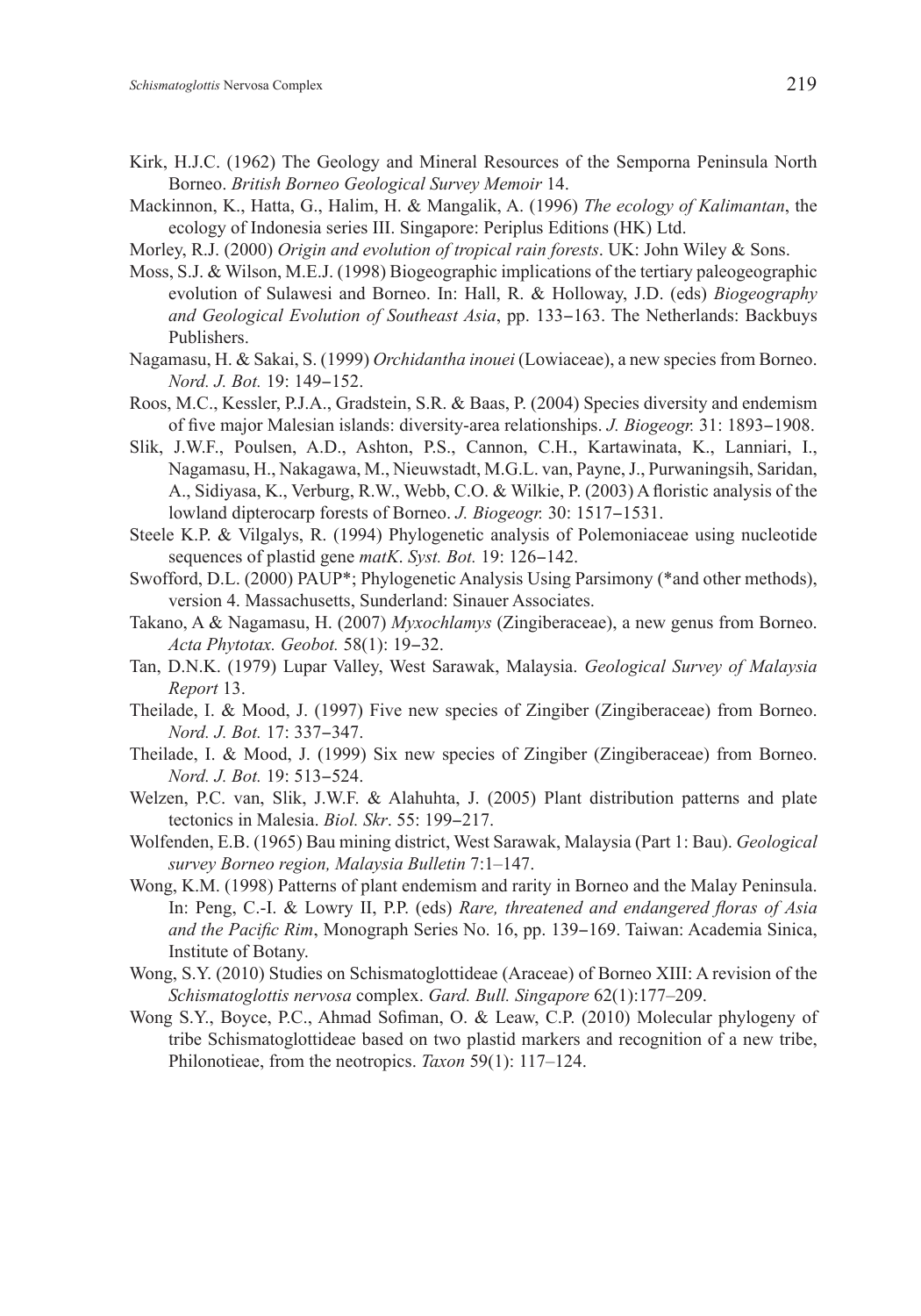Kirk, H.J.C. (1962) The Geology and Mineral Resources of the Semporna Peninsula North Borneo. *British Borneo Geological Survey Memoir* 14.

Mackinnon, K., Hatta, G., Halim, H. & Mangalik, A. (1996) *The ecology of Kalimantan*, the ecology of Indonesia series III. Singapore: Periplus Editions (HK) Ltd.

Morley, R.J. (2000) *Origin and evolution of tropical rain forests*. UK: John Wiley & Sons.

Moss, S.J. & Wilson, M.E.J. (1998) Biogeographic implications of the tertiary paleogeographic evolution of Sulawesi and Borneo. In: Hall, R. & Holloway, J.D. (eds) *Biogeography and Geological Evolution of Southeast Asia*, pp. 133–163. The Netherlands: Backbuys Publishers.

Nagamasu, H. & Sakai, S. (1999) *Orchidantha inouei* (Lowiaceae), a new species from Borneo. *Nord. J. Bot.* 19: 149–152.

Roos, M.C., Kessler, P.J.A., Gradstein, S.R. & Baas, P. (2004) Species diversity and endemism of five major Malesian islands: diversity-area relationships. *J. Biogeogr.* 31: 1893–1908.

Slik, J.W.F., Poulsen, A.D., Ashton, P.S., Cannon, C.H., Kartawinata, K., Lanniari, I., Nagamasu, H., Nakagawa, M., Nieuwstadt, M.G.L. van, Payne, J., Purwaningsih, Saridan, A., Sidiyasa, K., Verburg, R.W., Webb, C.O. & Wilkie, P. (2003) A floristic analysis of the lowland dipterocarp forests of Borneo. *J. Biogeogr.* 30: 1517–1531.

Steele K.P. & Vilgalys, R. (1994) Phylogenetic analysis of Polemoniaceae using nucleotide sequences of plastid gene *matK*. *Syst. Bot.* 19: 126–142.

Swofford, D.L. (2000) PAUP*; Phylogenetic Analysis Using Parsimony (*and other methods), version 4. Massachusetts, Sunderland: Sinauer Associates.

Takano, A & Nagamasu, H. (2007) *Myxochlamys* (Zingiberaceae), a new genus from Borneo. *Acta Phytotax. Geobot.* 58(1): 19–32.

Tan, D.N.K. (1979) Lupar Valley, West Sarawak, Malaysia. *Geological Survey of Malaysia Report* 13.

Theilade, I. & Mood, J. (1997) Five new species of Zingiber (Zingiberaceae) from Borneo. *Nord. J. Bot.* 17: 337–347.

Theilade, I. & Mood, J. (1999) Six new species of Zingiber (Zingiberaceae) from Borneo. *Nord. J. Bot.* 19: 513–524.

Welzen, P.C. van, Slik, J.W.F. & Alahuhta, J. (2005) Plant distribution patterns and plate tectonics in Malesia. *Biol. Skr*. 55: 199–217.

Wolfenden, E.B. (1965) Bau mining district, West Sarawak, Malaysia (Part 1: Bau). *Geological survey Borneo region, Malaysia Bulletin* 7:1–147.

Wong, K.M. (1998) Patterns of plant endemism and rarity in Borneo and the Malay Peninsula. In: Peng, C.-I. & Lowry II, P.P. (eds) *Rare, threatened and endangered floras of Asia and the Pacific Rim*, Monograph Series No. 16, pp. 139–169. Taiwan: Academia Sinica, Institute of Botany.

Wong, S.Y. (2010) Studies on Schismatoglottideae (Araceae) of Borneo XIII: A revision of the *Schismatoglottis nervosa* complex. *Gard. Bull. Singapore* 62(1):177–209.

Wong S.Y., Boyce, P.C., Ahmad Sofiman, O. & Leaw, C.P. (2010) Molecular phylogeny of tribe Schismatoglottideae based on two plastid markers and recognition of a new tribe, Philonotieae, from the neotropics. *Taxon* 59(1): 117–124.